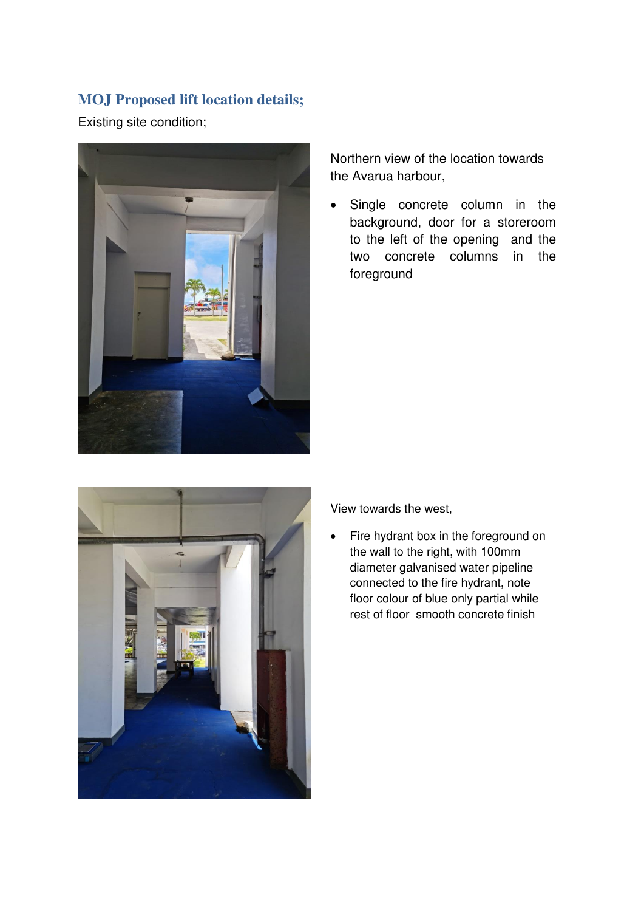## MOJ Proposed lift location details;

Existing site condition;

Northern view of the location towards the Avarua harbour,

- Single concrete column in the background, door for a storeroom to the left of the opening and the two concrete columns in the foreground

View towards the west,

- Fire hydrant box in the foreground on the wall to the right, with 100mm diameter galvanised water pipeline connected to the fire hydrant, note floor colour of blue only partial while rest of floor smooth concrete finish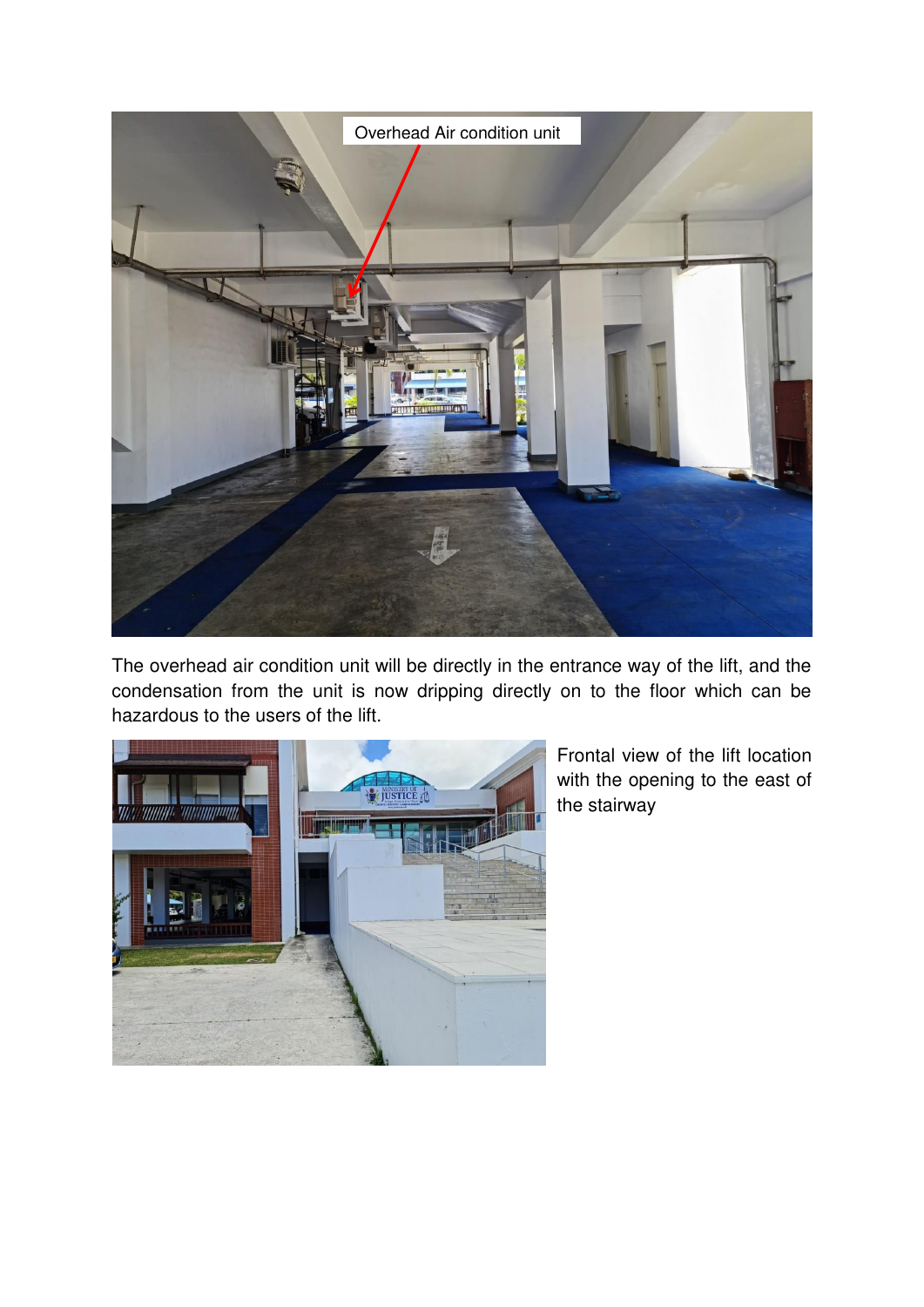The overhead air condition unit will be directly in the entrance way of the lift, and the condensation from the unit is now dripping directly on to the floor which can be hazardous to the users of the lift.

Frontal view of the lift location with the opening to the east of the stairway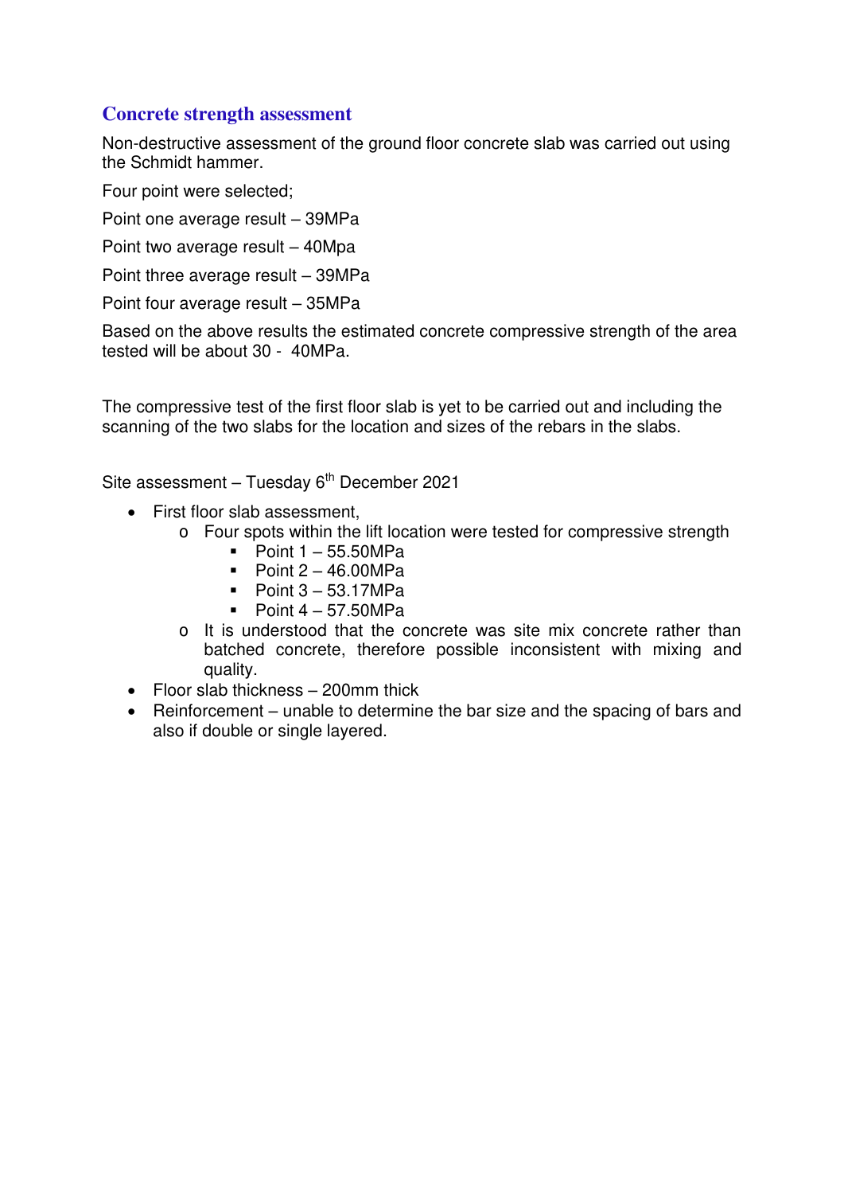## Concrete strength assessment

Non-destructive assessment of the ground floor concrete slab was carried out using the Schmidt hammer.

Four point were selected;

Point one average result – 39MPa

Point two average result – 40Mpa

Point three average result – 39MPa

Point four average result – 35MPa

Based on the above results the estimated concrete compressive strength of the area tested will be about 30 - 40MPa.

The compressive test of the first floor slab is yet to be carried out and including the scanning of the two slabs for the location and sizes of the rebars in the slabs.

Site assessment – Tuesday 6th December 2021

- First floor slab assessment,
  - Four spots within the lift location were tested for compressive strength
    - Point 1 – 55.50MPa
    - Point 2 – 46.00MPa
    - Point 3 – 53.17MPa
    - Point 4 – 57.50MPa
  - It is understood that the concrete was site mix concrete rather than batched concrete, therefore possible inconsistent with mixing and quality.
- Floor slab thickness – 200mm thick
- Reinforcement – unable to determine the bar size and the spacing of bars and also if double or single layered.